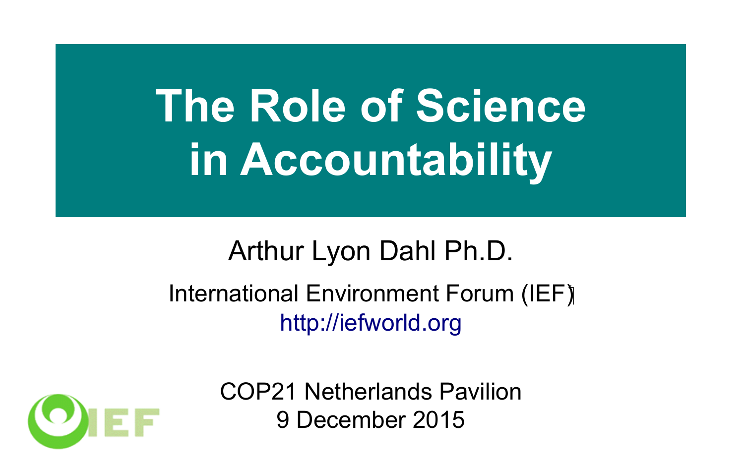# The Role of Science in Accountability

Arthur Lyon Dahl Ph.D.

International Environment Forum (IEF)

http://iefworld.org

COP21 Netherlands Pavilion

9 December 2015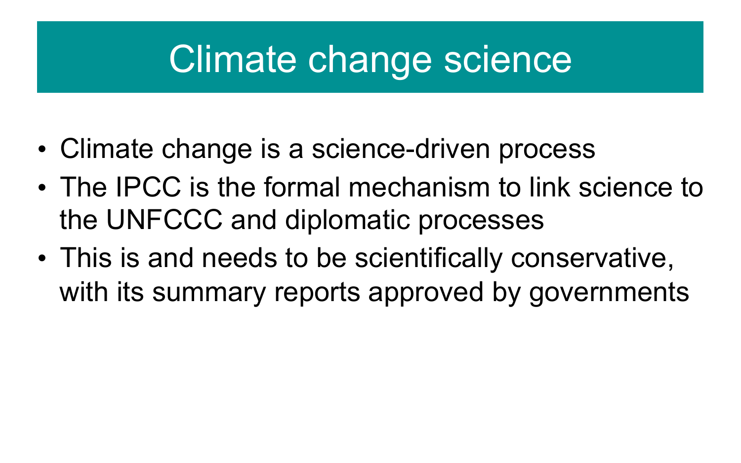# Climate change science

- Climate change is a science-driven process
- The IPCC is the formal mechanism to link science to the UNFCCC and diplomatic processes
- This is and needs to be scientifically conservative, with its summary reports approved by governments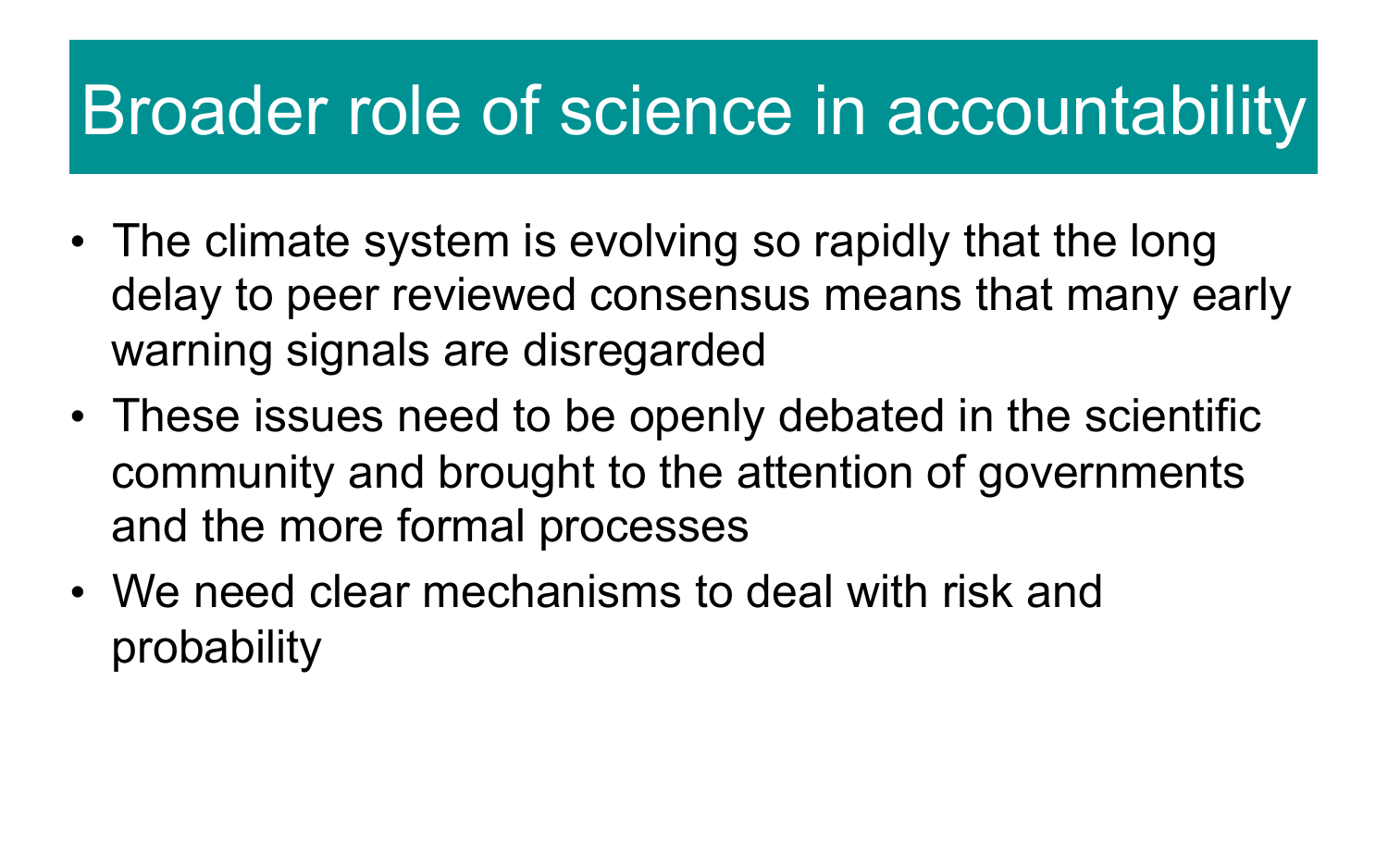# Broader role of science in accountability

- The climate system is evolving so rapidly that the long delay to peer reviewed consensus means that many early warning signals are disregarded
- These issues need to be openly debated in the scientific community and brought to the attention of governments and the more formal processes
- We need clear mechanisms to deal with risk and probability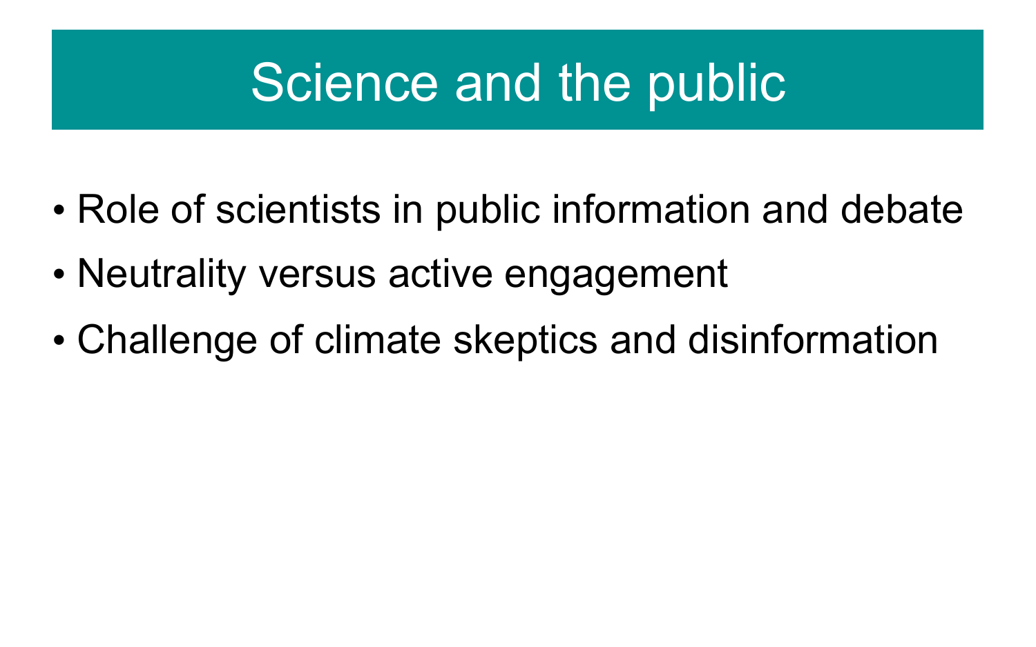# Science and the public

- Role of scientists in public information and debate
- Neutrality versus active engagement
- Challenge of climate skeptics and disinformation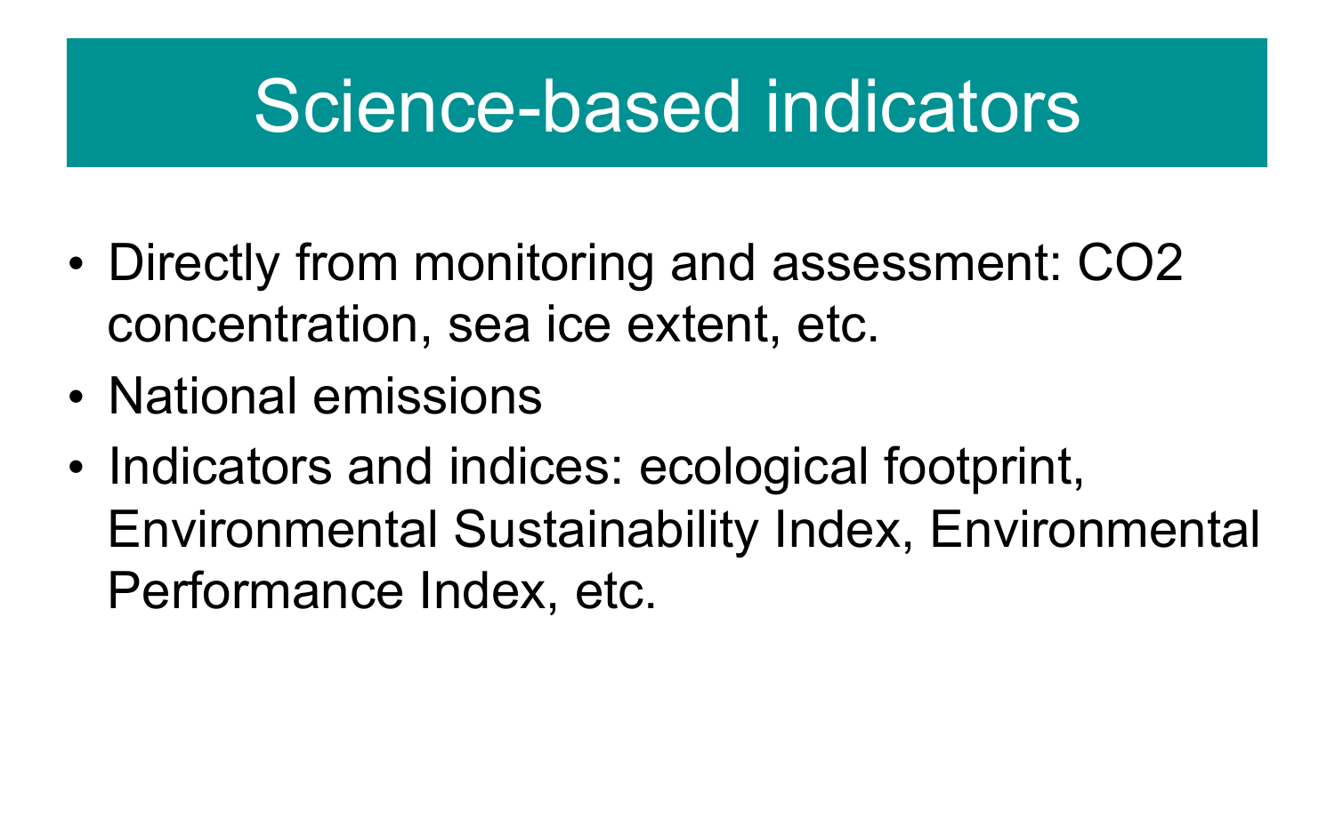# Science-based indicators

- Directly from monitoring and assessment: $CO_2$ concentration, sea ice extent, etc.
- National emissions
- Indicators and indices: ecological footprint, Environmental Sustainability Index, Environmental Performance Index, etc.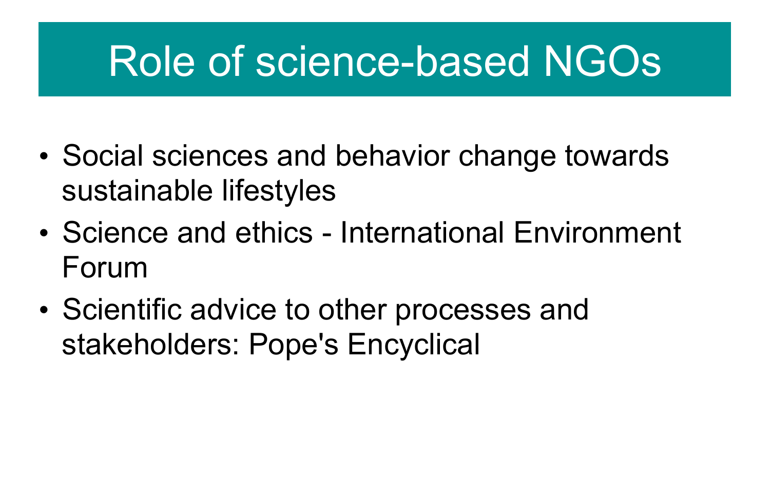# Role of science-based NGOs

- Social sciences and behavior change towards sustainable lifestyles
- Science and ethics - International Environment Forum
- Scientific advice to other processes and stakeholders: Pope's Encyclical